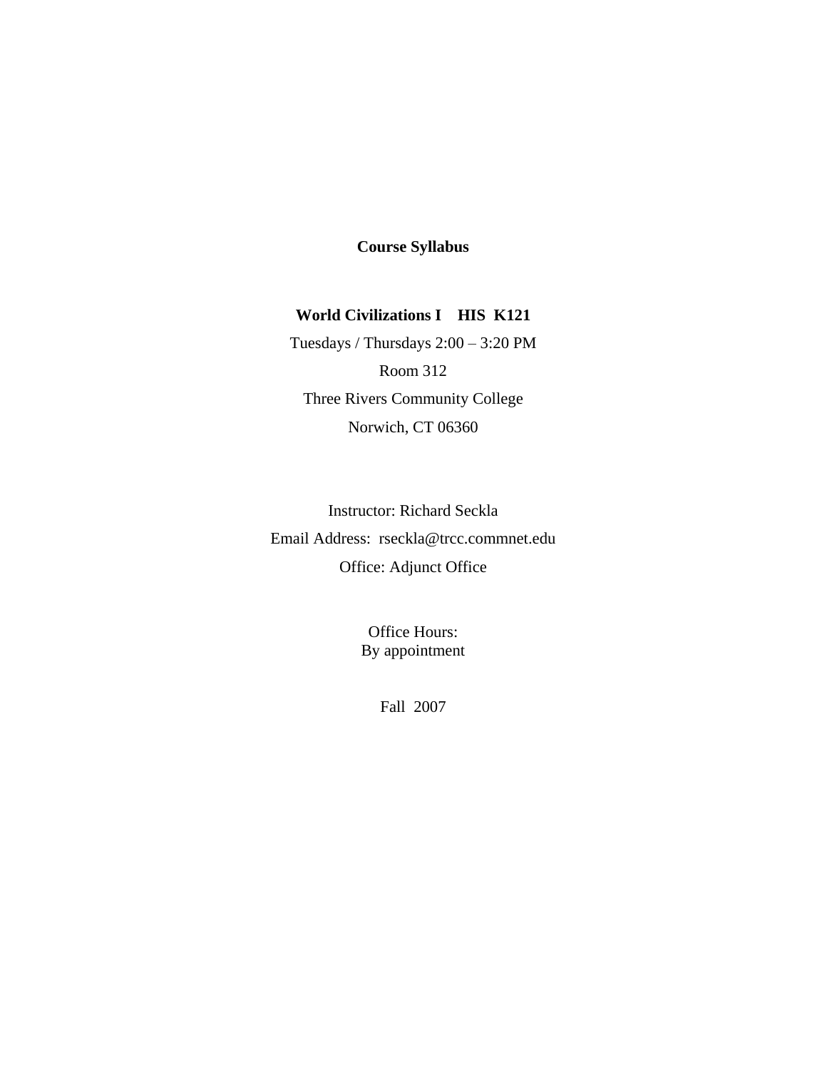**Course Syllabus**

**World Civilizations I    HIS  K121**

Tuesdays / Thursdays 2:00 – 3:20 PM

Room 312

Three Rivers Community College

Norwich, CT 06360

Instructor: Richard Seckla

Email Address:  rseckla@trcc.commnet.edu

Office: Adjunct Office

Office Hours:
By appointment

Fall  2007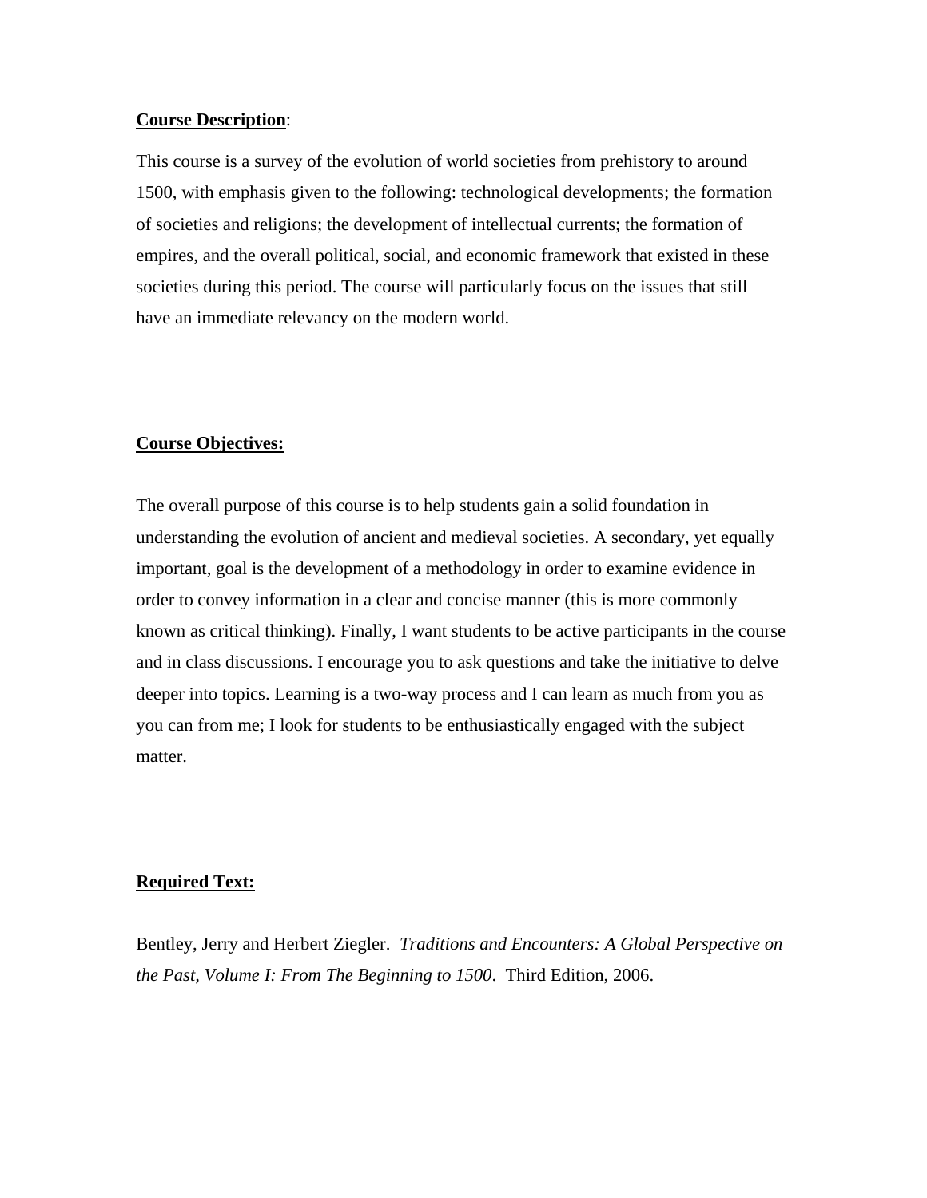**Course Description**:

This course is a survey of the evolution of world societies from prehistory to around 1500, with emphasis given to the following: technological developments; the formation of societies and religions; the development of intellectual currents; the formation of empires, and the overall political, social, and economic framework that existed in these societies during this period. The course will particularly focus on the issues that still have an immediate relevancy on the modern world.

**Course Objectives:**

The overall purpose of this course is to help students gain a solid foundation in understanding the evolution of ancient and medieval societies. A secondary, yet equally important, goal is the development of a methodology in order to examine evidence in order to convey information in a clear and concise manner (this is more commonly known as critical thinking). Finally, I want students to be active participants in the course and in class discussions. I encourage you to ask questions and take the initiative to delve deeper into topics. Learning is a two-way process and I can learn as much from you as you can from me; I look for students to be enthusiastically engaged with the subject matter.

**Required Text:**

Bentley, Jerry and Herbert Ziegler. *Traditions and Encounters: A Global Perspective on the Past, Volume I: From The Beginning to 1500*. Third Edition, 2006.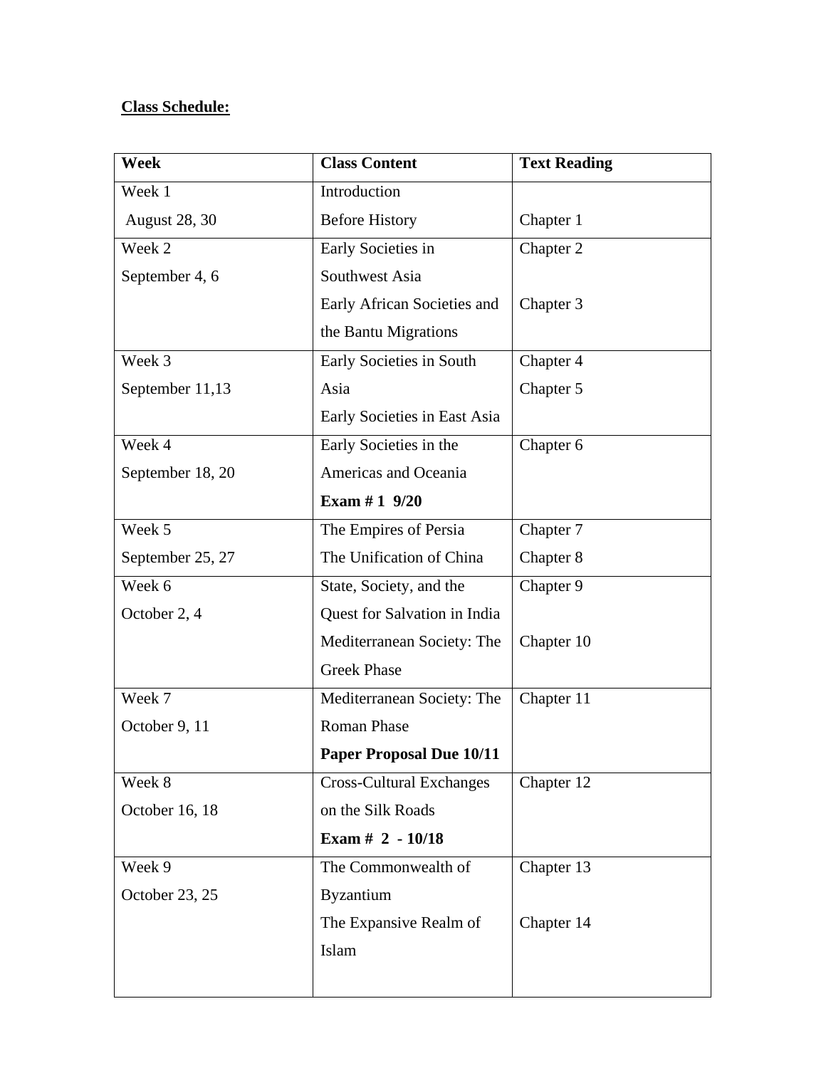**Class Schedule:**

| **Week** | **Class Content** | **Text Reading** |
|---|---|---|
| Week 1<br>August 28, 30 | Introduction<br>Before History | <br>Chapter 1 |
| Week 2<br>September 4, 6 | Early Societies in Southwest Asia<br>Early African Societies and the Bantu Migrations | Chapter 2<br><br>Chapter 3 |
| Week 3<br>September 11,13 | Early Societies in South Asia<br>Early Societies in East Asia | Chapter 4<br>Chapter 5 |
| Week 4<br>September 18, 20 | Early Societies in the Americas and Oceania<br>**Exam # 1 9/20** | Chapter 6 |
| Week 5<br>September 25, 27 | The Empires of Persia<br>The Unification of China | Chapter 7<br>Chapter 8 |
| Week 6<br>October 2, 4 | State, Society, and the Quest for Salvation in India<br>Mediterranean Society: The Greek Phase | Chapter 9<br><br>Chapter 10 |
| Week 7<br>October 9, 11 | Mediterranean Society: The Roman Phase<br>**Paper Proposal Due 10/11** | Chapter 11 |
| Week 8<br>October 16, 18 | Cross-Cultural Exchanges on the Silk Roads<br>**Exam # 2 - 10/18** | Chapter 12 |
| Week 9<br>October 23, 25 | The Commonwealth of Byzantium<br>The Expansive Realm of Islam | Chapter 13<br><br>Chapter 14 |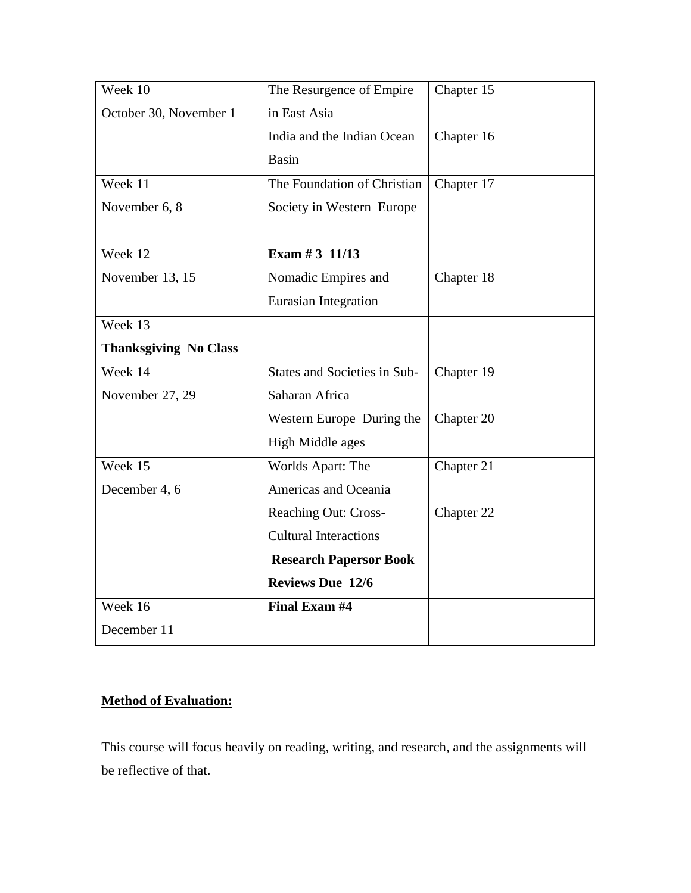| Week 10<br>October 30, November 1 | The Resurgence of Empire in East Asia<br>India and the Indian Ocean Basin | Chapter 15<br>Chapter 16 |
|---|---|---|
| Week 11<br>November 6, 8 | The Foundation of Christian Society in Western Europe | Chapter 17 |
| Week 12<br>November 13, 15 | **Exam # 3 11/13**<br>Nomadic Empires and Eurasian Integration | Chapter 18 |
| Week 13<br>**Thanksgiving No Class** | | |
| Week 14<br>November 27, 29 | States and Societies in Sub-Saharan Africa<br>Western Europe During the High Middle ages | Chapter 19<br>Chapter 20 |
| Week 15<br>December 4, 6 | Worlds Apart: The Americas and Oceania<br>Reaching Out: Cross-Cultural Interactions<br>**Research Papersor Book Reviews Due 12/6** | Chapter 21<br>Chapter 22 |
| Week 16<br>December 11 | **Final Exam #4** | |

**<u>Method of Evaluation:</u>**

This course will focus heavily on reading, writing, and research, and the assignments will be reflective of that.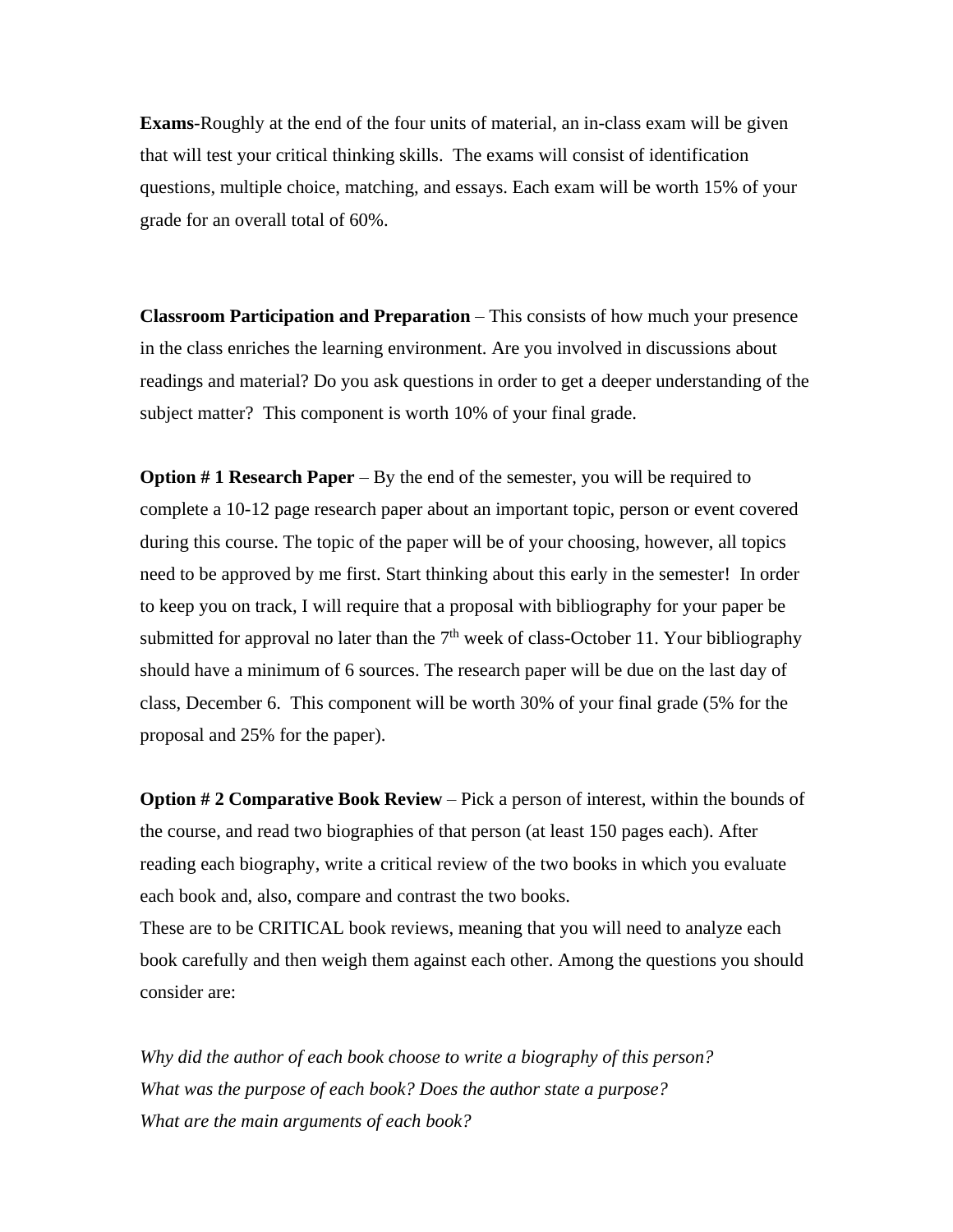**Exams**-Roughly at the end of the four units of material, an in-class exam will be given that will test your critical thinking skills. The exams will consist of identification questions, multiple choice, matching, and essays. Each exam will be worth 15% of your grade for an overall total of 60%.

**Classroom Participation and Preparation** – This consists of how much your presence in the class enriches the learning environment. Are you involved in discussions about readings and material? Do you ask questions in order to get a deeper understanding of the subject matter? This component is worth 10% of your final grade.

**Option # 1 Research Paper** – By the end of the semester, you will be required to complete a 10-12 page research paper about an important topic, person or event covered during this course. The topic of the paper will be of your choosing, however, all topics need to be approved by me first. Start thinking about this early in the semester! In order to keep you on track, I will require that a proposal with bibliography for your paper be submitted for approval no later than the 7th week of class-October 11. Your bibliography should have a minimum of 6 sources. The research paper will be due on the last day of class, December 6. This component will be worth 30% of your final grade (5% for the proposal and 25% for the paper).

**Option # 2 Comparative Book Review** – Pick a person of interest, within the bounds of the course, and read two biographies of that person (at least 150 pages each). After reading each biography, write a critical review of the two books in which you evaluate each book and, also, compare and contrast the two books.

These are to be CRITICAL book reviews, meaning that you will need to analyze each book carefully and then weigh them against each other. Among the questions you should consider are:

*Why did the author of each book choose to write a biography of this person?*
*What was the purpose of each book? Does the author state a purpose?*
*What are the main arguments of each book?*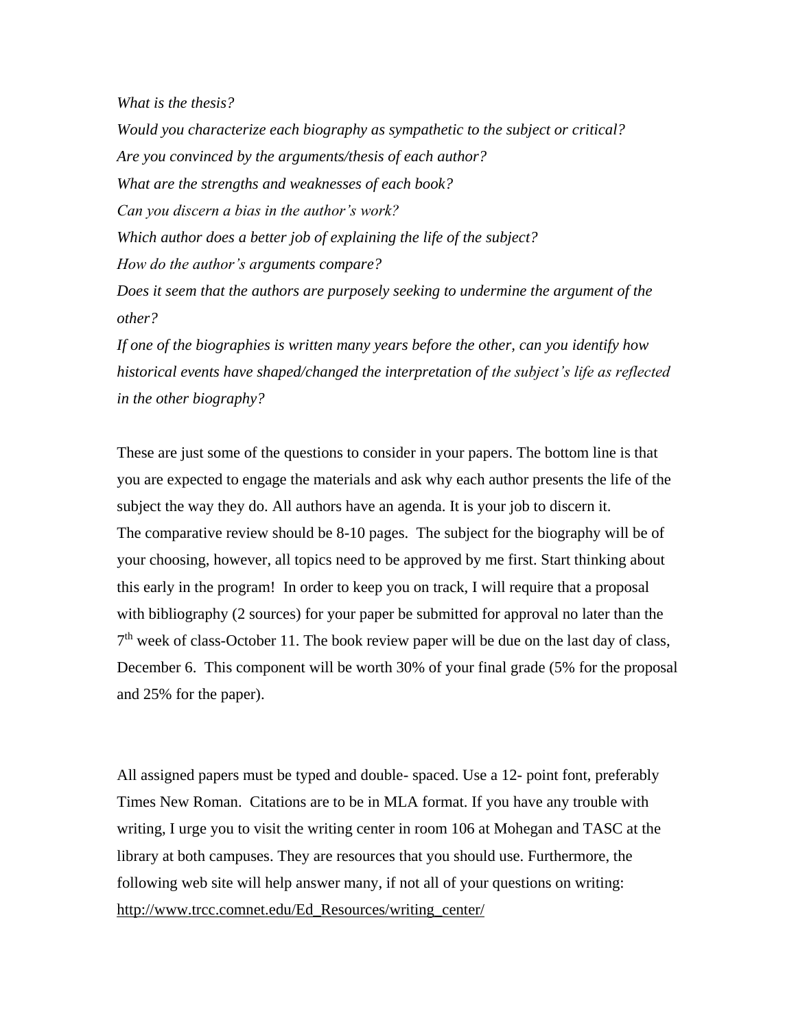*What is the thesis?*

*Would you characterize each biography as sympathetic to the subject or critical?*

*Are you convinced by the arguments/thesis of each author?*

*What are the strengths and weaknesses of each book?*

*Can you discern a bias in the author's work?*

*Which author does a better job of explaining the life of the subject?*

*How do the author's arguments compare?*

*Does it seem that the authors are purposely seeking to undermine the argument of the other?*

*If one of the biographies is written many years before the other, can you identify how historical events have shaped/changed the interpretation of the subject's life as reflected in the other biography?*

These are just some of the questions to consider in your papers. The bottom line is that you are expected to engage the materials and ask why each author presents the life of the subject the way they do. All authors have an agenda. It is your job to discern it. The comparative review should be 8-10 pages. The subject for the biography will be of your choosing, however, all topics need to be approved by me first. Start thinking about this early in the program! In order to keep you on track, I will require that a proposal with bibliography (2 sources) for your paper be submitted for approval no later than the 7th week of class-October 11. The book review paper will be due on the last day of class, December 6. This component will be worth 30% of your final grade (5% for the proposal and 25% for the paper).

All assigned papers must be typed and double- spaced. Use a 12- point font, preferably Times New Roman. Citations are to be in MLA format. If you have any trouble with writing, I urge you to visit the writing center in room 106 at Mohegan and TASC at the library at both campuses. They are resources that you should use. Furthermore, the following web site will help answer many, if not all of your questions on writing: http://www.trcc.comnet.edu/Ed_Resources/writing_center/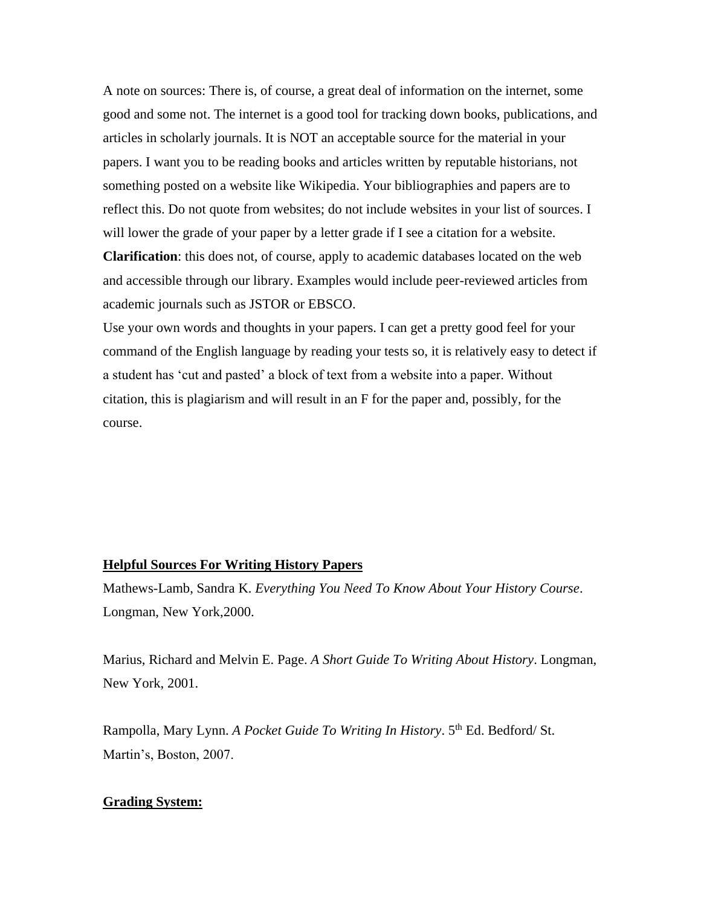A note on sources: There is, of course, a great deal of information on the internet, some good and some not. The internet is a good tool for tracking down books, publications, and articles in scholarly journals. It is NOT an acceptable source for the material in your papers. I want you to be reading books and articles written by reputable historians, not something posted on a website like Wikipedia. Your bibliographies and papers are to reflect this. Do not quote from websites; do not include websites in your list of sources. I will lower the grade of your paper by a letter grade if I see a citation for a website. **Clarification**: this does not, of course, apply to academic databases located on the web and accessible through our library. Examples would include peer-reviewed articles from academic journals such as JSTOR or EBSCO.

Use your own words and thoughts in your papers. I can get a pretty good feel for your command of the English language by reading your tests so, it is relatively easy to detect if a student has 'cut and pasted' a block of text from a website into a paper. Without citation, this is plagiarism and will result in an F for the paper and, possibly, for the course.

**Helpful Sources For Writing History Papers**

Mathews-Lamb, Sandra K. *Everything You Need To Know About Your History Course*. Longman, New York,2000.

Marius, Richard and Melvin E. Page. *A Short Guide To Writing About History*. Longman, New York, 2001.

Rampolla, Mary Lynn. *A Pocket Guide To Writing In History*. 5th Ed. Bedford/ St. Martin's, Boston, 2007.

**Grading System:**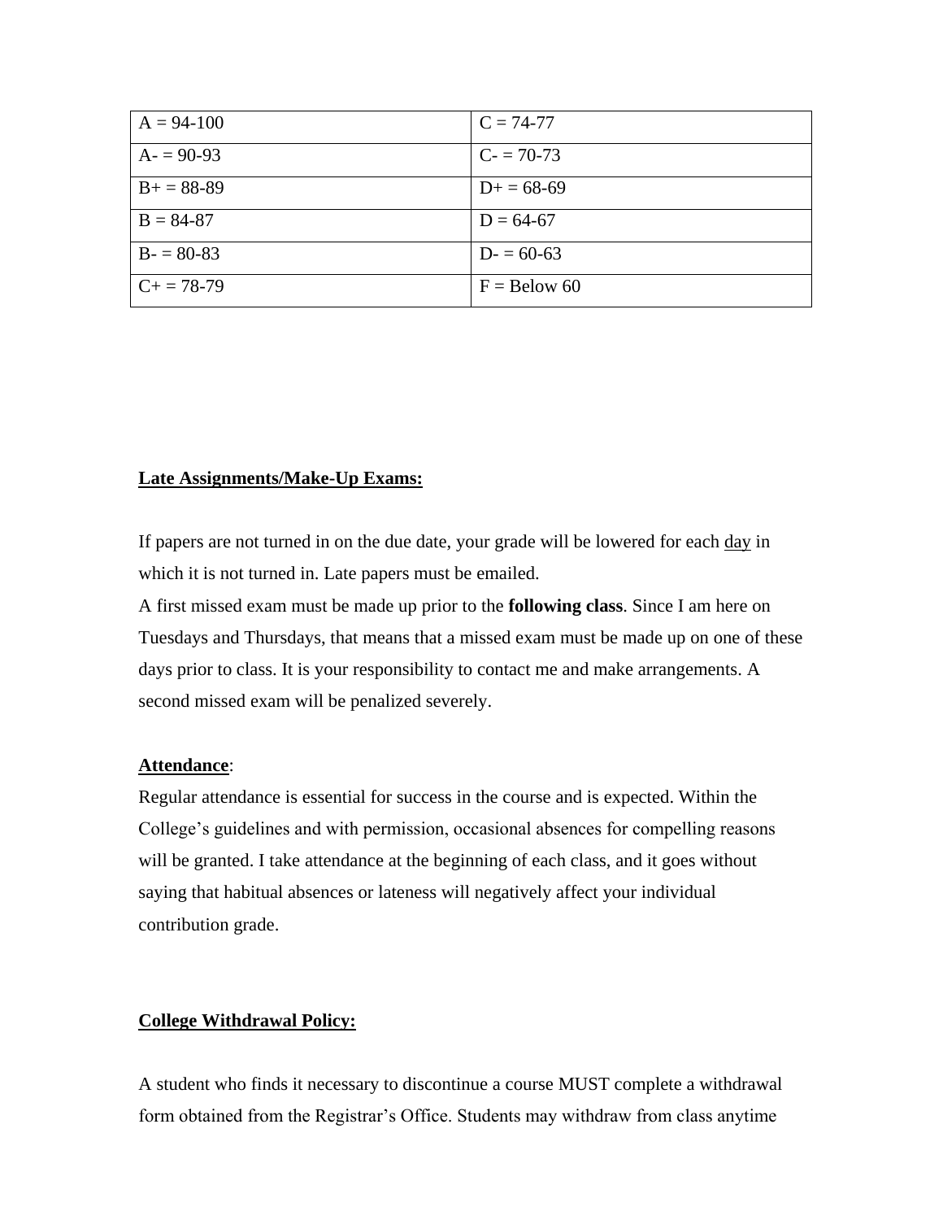| A = 94-100 | C = 74-77 |
| --- | --- |
| A- = 90-93 | C- = 70-73 |
| B+ = 88-89 | D+ = 68-69 |
| B = 84-87 | D = 64-67 |
| B- = 80-83 | D- = 60-63 |
| C+ = 78-79 | F = Below 60 |

**Late Assignments/Make-Up Exams:**

If papers are not turned in on the due date, your grade will be lowered for each day in which it is not turned in. Late papers must be emailed.

A first missed exam must be made up prior to the **following class**. Since I am here on Tuesdays and Thursdays, that means that a missed exam must be made up on one of these days prior to class. It is your responsibility to contact me and make arrangements. A second missed exam will be penalized severely.

**Attendance**:

Regular attendance is essential for success in the course and is expected. Within the College's guidelines and with permission, occasional absences for compelling reasons will be granted. I take attendance at the beginning of each class, and it goes without saying that habitual absences or lateness will negatively affect your individual contribution grade.

**College Withdrawal Policy:**

A student who finds it necessary to discontinue a course MUST complete a withdrawal form obtained from the Registrar's Office. Students may withdraw from class anytime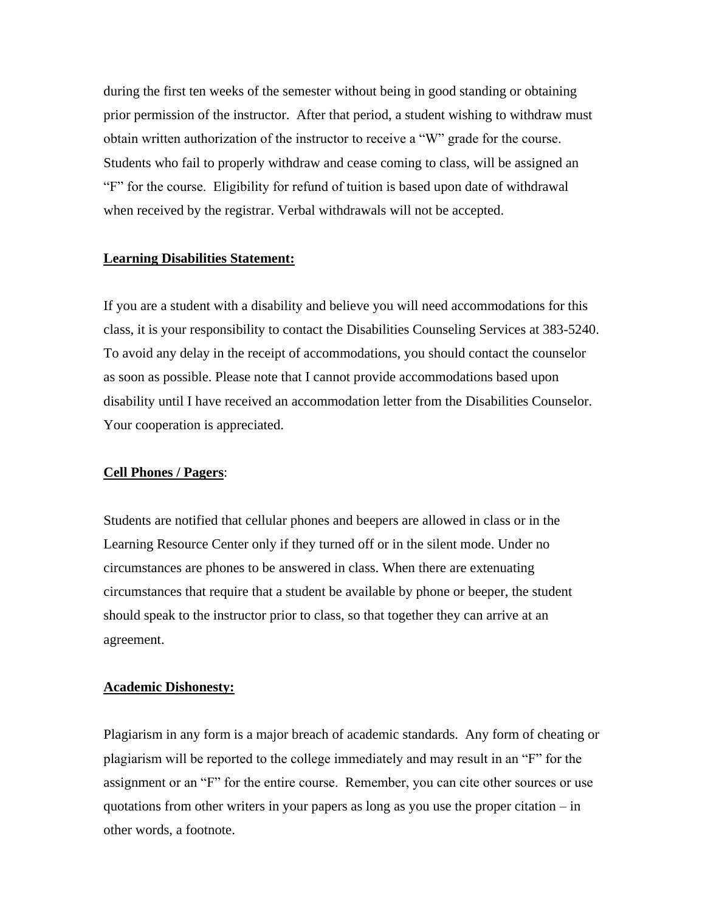during the first ten weeks of the semester without being in good standing or obtaining prior permission of the instructor. After that period, a student wishing to withdraw must obtain written authorization of the instructor to receive a "W" grade for the course. Students who fail to properly withdraw and cease coming to class, will be assigned an "F" for the course. Eligibility for refund of tuition is based upon date of withdrawal when received by the registrar. Verbal withdrawals will not be accepted.

**Learning Disabilities Statement:**

If you are a student with a disability and believe you will need accommodations for this class, it is your responsibility to contact the Disabilities Counseling Services at 383-5240. To avoid any delay in the receipt of accommodations, you should contact the counselor as soon as possible. Please note that I cannot provide accommodations based upon disability until I have received an accommodation letter from the Disabilities Counselor. Your cooperation is appreciated.

**Cell Phones / Pagers**:

Students are notified that cellular phones and beepers are allowed in class or in the Learning Resource Center only if they turned off or in the silent mode. Under no circumstances are phones to be answered in class. When there are extenuating circumstances that require that a student be available by phone or beeper, the student should speak to the instructor prior to class, so that together they can arrive at an agreement.

**Academic Dishonesty:**

Plagiarism in any form is a major breach of academic standards. Any form of cheating or plagiarism will be reported to the college immediately and may result in an "F" for the assignment or an "F" for the entire course. Remember, you can cite other sources or use quotations from other writers in your papers as long as you use the proper citation – in other words, a footnote.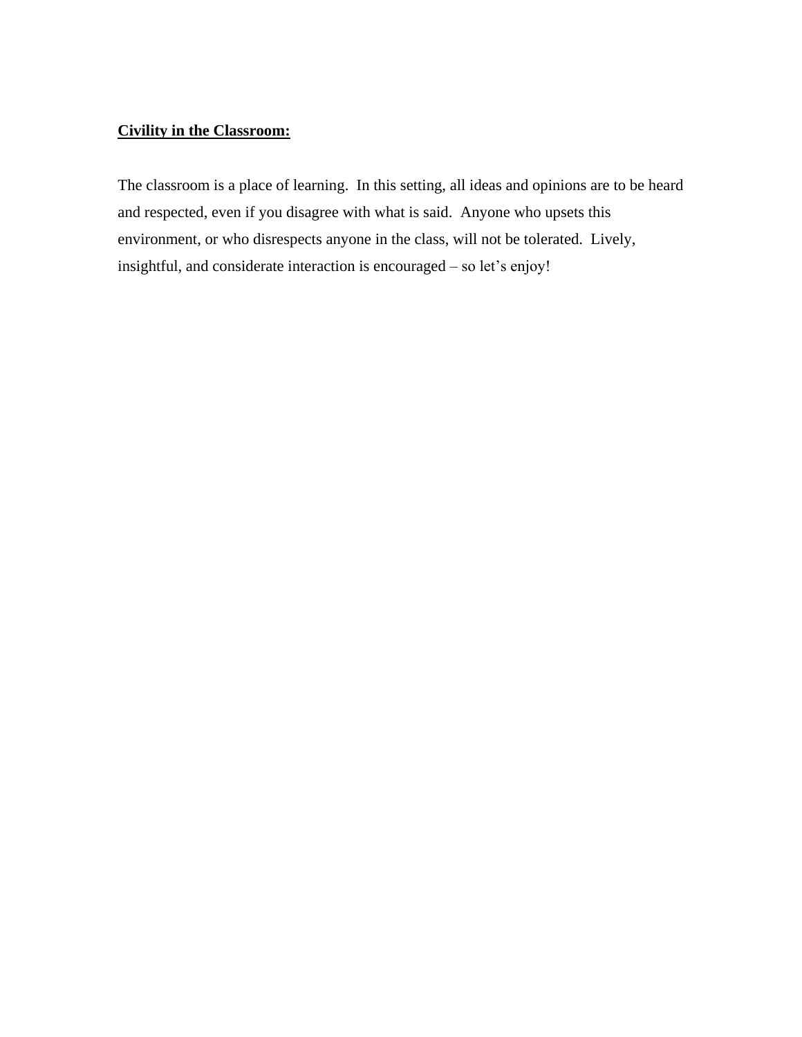**Civility in the Classroom:**

The classroom is a place of learning. In this setting, all ideas and opinions are to be heard and respected, even if you disagree with what is said. Anyone who upsets this environment, or who disrespects anyone in the class, will not be tolerated. Lively, insightful, and considerate interaction is encouraged – so let's enjoy!